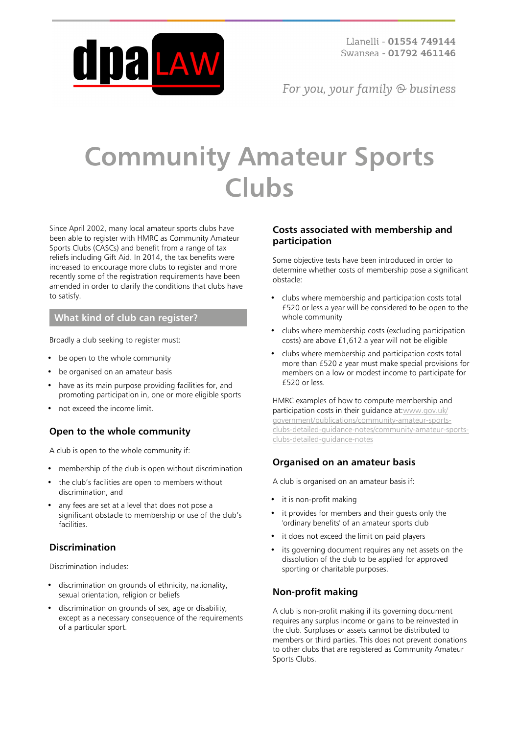Llanelli - **01554 749144**
Swansea - **01792 461146**

*For you, your family & business*

# Community Amateur Sports Clubs

Since April 2002, many local amateur sports clubs have been able to register with HMRC as Community Amateur Sports Clubs (CASCs) and benefit from a range of tax reliefs including Gift Aid. In 2014, the tax benefits were increased to encourage more clubs to register and more recently some of the registration requirements have been amended in order to clarify the conditions that clubs have to satisfy.

## What kind of club can register?

Broadly a club seeking to register must:

- be open to the whole community
- be organised on an amateur basis
- have as its main purpose providing facilities for, and promoting participation in, one or more eligible sports
- not exceed the income limit.

### Open to the whole community

A club is open to the whole community if:

- membership of the club is open without discrimination
- the club's facilities are open to members without discrimination, and
- any fees are set at a level that does not pose a significant obstacle to membership or use of the club's facilities.

### Discrimination

Discrimination includes:

- discrimination on grounds of ethnicity, nationality, sexual orientation, religion or beliefs
- discrimination on grounds of sex, age or disability, except as a necessary consequence of the requirements of a particular sport.

### Costs associated with membership and participation

Some objective tests have been introduced in order to determine whether costs of membership pose a significant obstacle:

- clubs where membership and participation costs total £520 or less a year will be considered to be open to the whole community
- clubs where membership costs (excluding participation costs) are above £1,612 a year will not be eligible
- clubs where membership and participation costs total more than £520 a year must make special provisions for members on a low or modest income to participate for £520 or less.

HMRC examples of how to compute membership and participation costs in their guidance at: www.gov.uk/government/publications/community-amateur-sports-clubs-detailed-guidance-notes/community-amateur-sports-clubs-detailed-guidance-notes

### Organised on an amateur basis

A club is organised on an amateur basis if:

- it is non-profit making
- it provides for members and their guests only the 'ordinary benefits' of an amateur sports club
- it does not exceed the limit on paid players
- its governing document requires any net assets on the dissolution of the club to be applied for approved sporting or charitable purposes.

### Non-profit making

A club is non-profit making if its governing document requires any surplus income or gains to be reinvested in the club. Surpluses or assets cannot be distributed to members or third parties. This does not prevent donations to other clubs that are registered as Community Amateur Sports Clubs.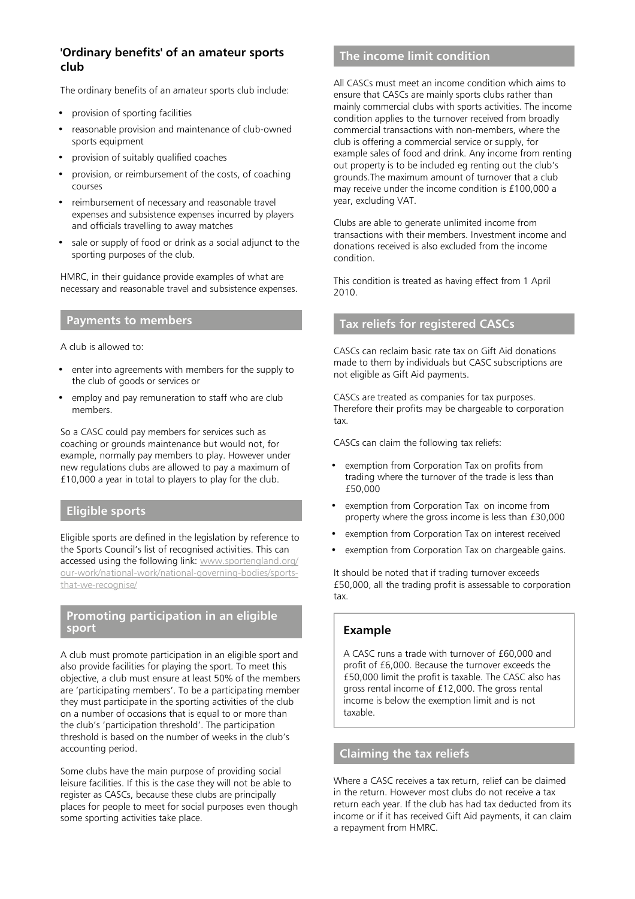## 'Ordinary benefits' of an amateur sports club

The ordinary benefits of an amateur sports club include:

- provision of sporting facilities
- reasonable provision and maintenance of club-owned sports equipment
- provision of suitably qualified coaches
- provision, or reimbursement of the costs, of coaching courses
- reimbursement of necessary and reasonable travel expenses and subsistence expenses incurred by players and officials travelling to away matches
- sale or supply of food or drink as a social adjunct to the sporting purposes of the club.

HMRC, in their guidance provide examples of what are necessary and reasonable travel and subsistence expenses.

## Payments to members

A club is allowed to:

- enter into agreements with members for the supply to the club of goods or services or
- employ and pay remuneration to staff who are club members.

So a CASC could pay members for services such as coaching or grounds maintenance but would not, for example, normally pay members to play. However under new regulations clubs are allowed to pay a maximum of £10,000 a year in total to players to play for the club.

## Eligible sports

Eligible sports are defined in the legislation by reference to the Sports Council's list of recognised activities. This can accessed using the following link: [www.sportengland.org/our-work/national-work/national-governing-bodies/sports-that-we-recognise/](www.sportengland.org/our-work/national-work/national-governing-bodies/sports-that-we-recognise/)

## Promoting participation in an eligible sport

A club must promote participation in an eligible sport and also provide facilities for playing the sport. To meet this objective, a club must ensure at least 50% of the members are 'participating members'. To be a participating member they must participate in the sporting activities of the club on a number of occasions that is equal to or more than the club's 'participation threshold'. The participation threshold is based on the number of weeks in the club's accounting period.

Some clubs have the main purpose of providing social leisure facilities. If this is the case they will not be able to register as CASCs, because these clubs are principally places for people to meet for social purposes even though some sporting activities take place.

## The income limit condition

All CASCs must meet an income condition which aims to ensure that CASCs are mainly sports clubs rather than mainly commercial clubs with sports activities. The income condition applies to the turnover received from broadly commercial transactions with non-members, where the club is offering a commercial service or supply, for example sales of food and drink. Any income from renting out property is to be included eg renting out the club's grounds.The maximum amount of turnover that a club may receive under the income condition is £100,000 a year, excluding VAT.

Clubs are able to generate unlimited income from transactions with their members. Investment income and donations received is also excluded from the income condition.

This condition is treated as having effect from 1 April 2010.

## Tax reliefs for registered CASCs

CASCs can reclaim basic rate tax on Gift Aid donations made to them by individuals but CASC subscriptions are not eligible as Gift Aid payments.

CASCs are treated as companies for tax purposes. Therefore their profits may be chargeable to corporation tax.

CASCs can claim the following tax reliefs:

- exemption from Corporation Tax on profits from trading where the turnover of the trade is less than £50,000
- exemption from Corporation Tax on income from property where the gross income is less than £30,000
- exemption from Corporation Tax on interest received
- exemption from Corporation Tax on chargeable gains.

It should be noted that if trading turnover exceeds £50,000, all the trading profit is assessable to corporation tax.

### Example

A CASC runs a trade with turnover of £60,000 and profit of £6,000. Because the turnover exceeds the £50,000 limit the profit is taxable. The CASC also has gross rental income of £12,000. The gross rental income is below the exemption limit and is not taxable.

## Claiming the tax reliefs

Where a CASC receives a tax return, relief can be claimed in the return. However most clubs do not receive a tax return each year. If the club has had tax deducted from its income or if it has received Gift Aid payments, it can claim a repayment from HMRC.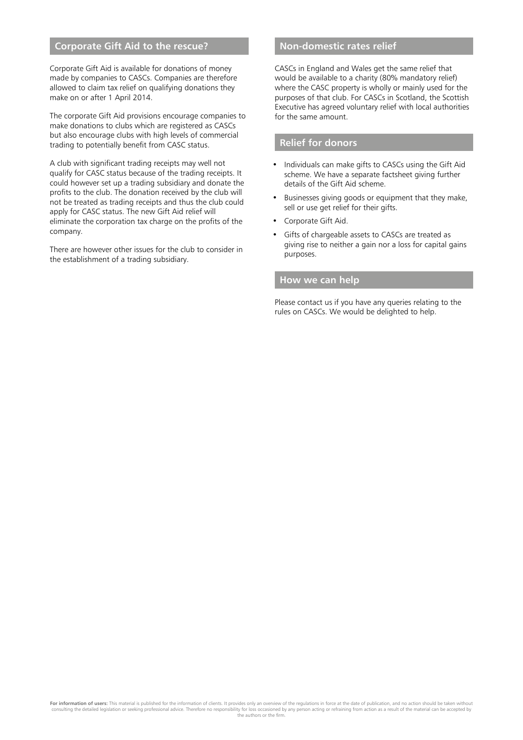## Corporate Gift Aid to the rescue?

Corporate Gift Aid is available for donations of money made by companies to CASCs. Companies are therefore allowed to claim tax relief on qualifying donations they make on or after 1 April 2014.

The corporate Gift Aid provisions encourage companies to make donations to clubs which are registered as CASCs but also encourage clubs with high levels of commercial trading to potentially benefit from CASC status.

A club with significant trading receipts may well not qualify for CASC status because of the trading receipts. It could however set up a trading subsidiary and donate the profits to the club. The donation received by the club will not be treated as trading receipts and thus the club could apply for CASC status. The new Gift Aid relief will eliminate the corporation tax charge on the profits of the company.

There are however other issues for the club to consider in the establishment of a trading subsidiary.

## Non-domestic rates relief

CASCs in England and Wales get the same relief that would be available to a charity (80% mandatory relief) where the CASC property is wholly or mainly used for the purposes of that club. For CASCs in Scotland, the Scottish Executive has agreed voluntary relief with local authorities for the same amount.

## Relief for donors

- Individuals can make gifts to CASCs using the Gift Aid scheme. We have a separate factsheet giving further details of the Gift Aid scheme.
- Businesses giving goods or equipment that they make, sell or use get relief for their gifts.
- Corporate Gift Aid.
- Gifts of chargeable assets to CASCs are treated as giving rise to neither a gain nor a loss for capital gains purposes.

## How we can help

Please contact us if you have any queries relating to the rules on CASCs. We would be delighted to help.

**For information of users:** This material is published for the information of clients. It provides only an overview of the regulations in force at the date of publication, and no action should be taken without consulting the detailed legislation or seeking professional advice. Therefore no responsibility for loss occasioned by any person acting or refraining from action as a result of the material can be accepted by the authors or the firm.